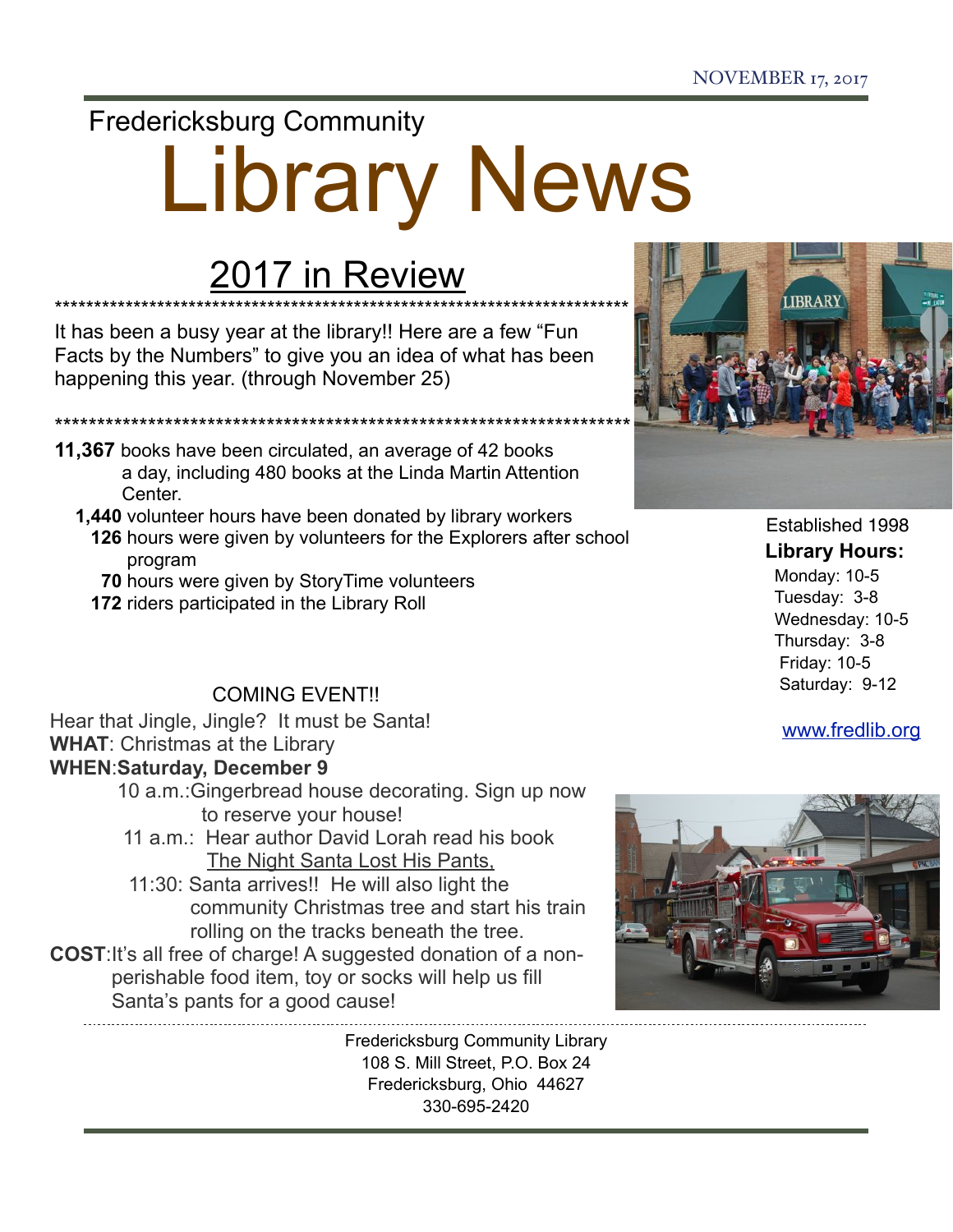NOVEMBER 17, 2017

Fredericksburg Community

# Library News

## 2017 in Review

****************************************************************************

It has been a busy year at the library!! Here are a few "Fun Facts by the Numbers" to give you an idea of what has been happening this year. (through November 25)

****************************************************************************

**11,367** books have been circulated, an average of 42 books a day, including 480 books at the Linda Martin Attention Center.

**1,440** volunteer hours have been donated by library workers

**126** hours were given by volunteers for the Explorers after school program

**70** hours were given by StoryTime volunteers

**172** riders participated in the Library Roll

Established 1998

**Library Hours:**

Monday: 10-5
Tuesday: 3-8
Wednesday: 10-5
Thursday: 3-8
Friday: 10-5
Saturday: 9-12

www.fredlib.org

### COMING EVENT!!

Hear that Jingle, Jingle? It must be Santa!

**WHAT**: Christmas at the Library

**WHEN**:**Saturday, December 9**

10 a.m.:Gingerbread house decorating. Sign up now to reserve your house!

11 a.m.: Hear author David Lorah read his book The Night Santa Lost His Pants,

11:30: Santa arrives!! He will also light the community Christmas tree and start his train rolling on the tracks beneath the tree.

**COST**:It's all free of charge! A suggested donation of a non-perishable food item, toy or socks will help us fill Santa's pants for a good cause!

---

Fredericksburg Community Library
108 S. Mill Street, P.O. Box 24
Fredericksburg, Ohio 44627
330-695-2420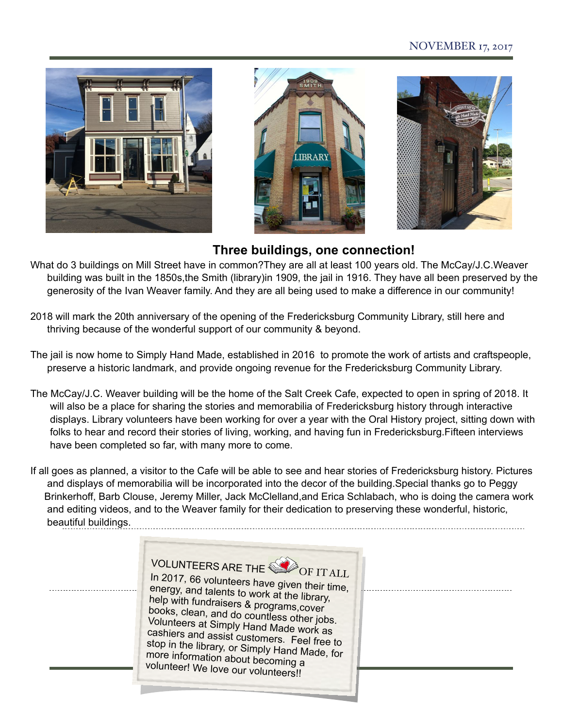NOVEMBER 17, 2017

## Three buildings, one connection!

What do 3 buildings on Mill Street have in common?They are all at least 100 years old. The McCay/J.C.Weaver building was built in the 1850s,the Smith (library)in 1909, the jail in 1916. They have all been preserved by the generosity of the Ivan Weaver family. And they are all being used to make a difference in our community!

2018 will mark the 20th anniversary of the opening of the Fredericksburg Community Library, still here and thriving because of the wonderful support of our community & beyond.

The jail is now home to Simply Hand Made, established in 2016 to promote the work of artists and craftspeople, preserve a historic landmark, and provide ongoing revenue for the Fredericksburg Community Library.

The McCay/J.C. Weaver building will be the home of the Salt Creek Cafe, expected to open in spring of 2018. It will also be a place for sharing the stories and memorabilia of Fredericksburg history through interactive displays. Library volunteers have been working for over a year with the Oral History project, sitting down with folks to hear and record their stories of living, working, and having fun in Fredericksburg.Fifteen interviews have been completed so far, with many more to come.

If all goes as planned, a visitor to the Cafe will be able to see and hear stories of Fredericksburg history. Pictures and displays of memorabilia will be incorporated into the decor of the building.Special thanks go to Peggy Brinkerhoff, Barb Clouse, Jeremy Miller, Jack McClelland,and Erica Schlabach, who is doing the camera work and editing videos, and to the Weaver family for their dedication to preserving these wonderful, historic, beautiful buildings.

VOLUNTEERS ARE THE ♥ OF IT ALL

In 2017, 66 volunteers have given their time, energy, and talents to work at the library, help with fundraisers & programs,cover books, clean, and do countless other jobs. Volunteers at Simply Hand Made work as cashiers and assist customers. Feel free to stop in the library, or Simply Hand Made, for more information about becoming a volunteer! We love our volunteers!!